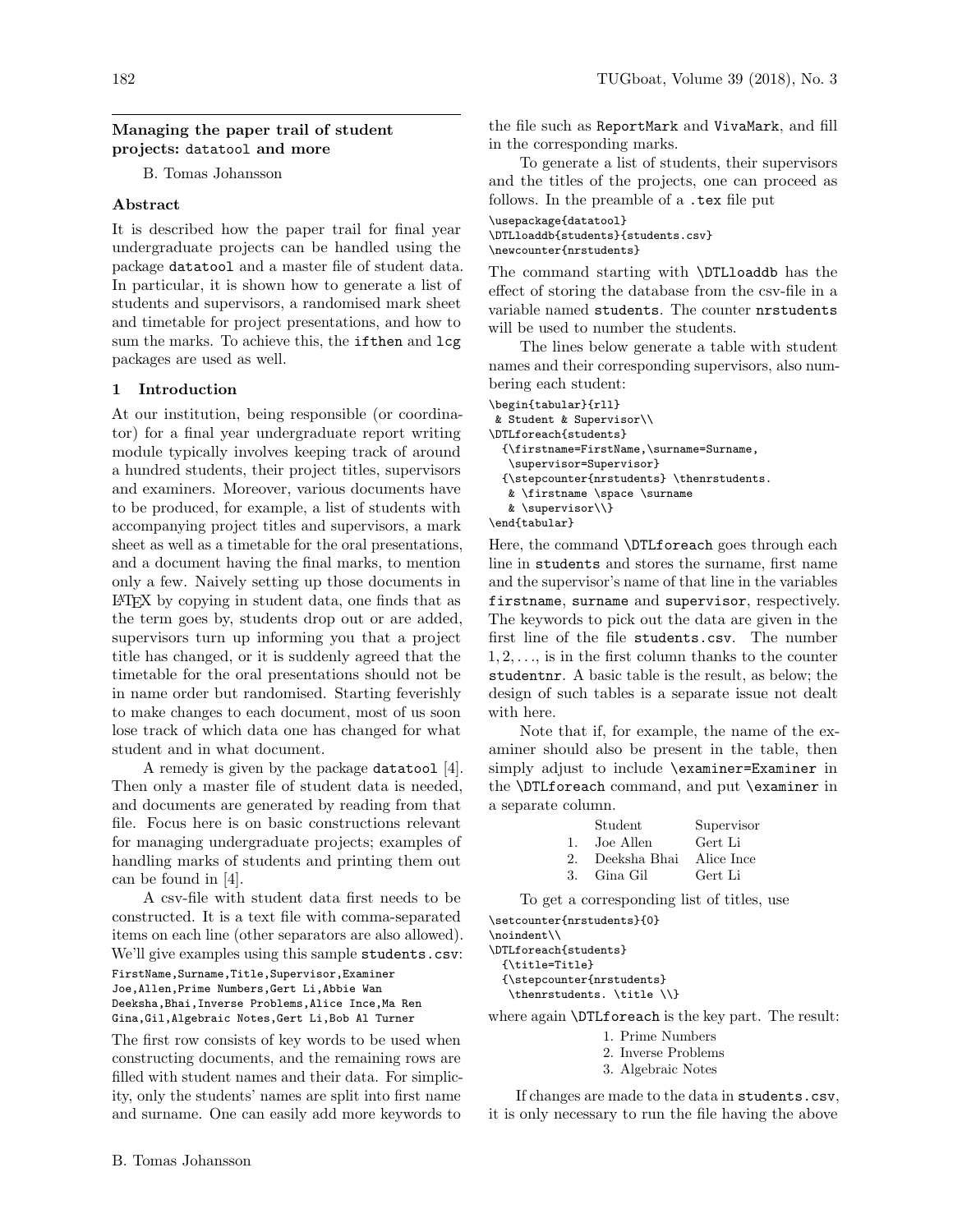## Managing the paper trail of student projects: datatool and more

B. Tomas Johansson

### Abstract

It is described how the paper trail for final year undergraduate projects can be handled using the package `datatool` and a master file of student data. In particular, it is shown how to generate a list of students and supervisors, a randomised mark sheet and timetable for project presentations, and how to sum the marks. To achieve this, the `ifthen` and `lcg` packages are used as well.

### 1 Introduction

At our institution, being responsible (or coordinator) for a final year undergraduate report writing module typically involves keeping track of around a hundred students, their project titles, supervisors and examiners. Moreover, various documents have to be produced, for example, a list of students with accompanying project titles and supervisors, a mark sheet as well as a timetable for the oral presentations, and a document having the final marks, to mention only a few. Naively setting up those documents in LaTeX by copying in student data, one finds that as the term goes by, students drop out or are added, supervisors turn up informing you that a project title has changed, or it is suddenly agreed that the timetable for the oral presentations should not be in name order but randomised. Starting feverishly to make changes to each document, most of us soon lose track of which data one has changed for what student and in what document.

A remedy is given by the package `datatool` [4]. Then only a master file of student data is needed, and documents are generated by reading from that file. Focus here is on basic constructions relevant for managing undergraduate projects; examples of handling marks of students and printing them out can be found in [4].

A csv-file with student data first needs to be constructed. It is a text file with comma-separated items on each line (other separators are also allowed). We'll give examples using this sample `students.csv`:

```
FirstName,Surname,Title,Supervisor,Examiner
Joe,Allen,Prime Numbers,Gert Li,Abbie Wan
Deeksha,Bhai,Inverse Problems,Alice Ince,Ma Ren
Gina,Gil,Algebraic Notes,Gert Li,Bob Al Turner
```

The first row consists of key words to be used when constructing documents, and the remaining rows are filled with student names and their data. For simplicity, only the students' names are split into first name and surname. One can easily add more keywords to the file such as `ReportMark` and `VivaMark`, and fill in the corresponding marks.

To generate a list of students, their supervisors and the titles of the projects, one can proceed as follows. In the preamble of a `.tex` file put

```
\usepackage{datatool}
\DTLloaddb{students}{students.csv}
\newcounter{nrstudents}
```

The command starting with `\DTLloaddb` has the effect of storing the database from the csv-file in a variable named `students`. The counter `nrstudents` will be used to number the students.

The lines below generate a table with student names and their corresponding supervisors, also numbering each student:

```
\begin{tabular}{rll}
 & Student & Supervisor\\
\DTLforeach{students}
  {\firstname=FirstName,\surname=Surname,
   \supervisor=Supervisor}
  {\stepcounter{nrstudents} \thenrstudents.
   & \firstname \space \surname
   & \supervisor\\}
\end{tabular}
```

Here, the command `\DTLforeach` goes through each line in `students` and stores the surname, first name and the supervisor's name of that line in the variables `firstname`, `surname` and `supervisor`, respectively. The keywords to pick out the data are given in the first line of the file `students.csv`. The number $1, 2, \ldots$, is in the first column thanks to the counter `studentnr`. A basic table is the result, as below; the design of such tables is a separate issue not dealt with here.

Note that if, for example, the name of the examiner should also be present in the table, then simply adjust to include `\examiner=Examiner` in the `\DTLforeach` command, and put `\examiner` in a separate column.

| | Student | Supervisor |
|---:|---|---|
| 1. | Joe Allen | Gert Li |
| 2. | Deeksha Bhai | Alice Ince |
| 3. | Gina Gil | Gert Li |

To get a corresponding list of titles, use

```
\setcounter{nrstudents}{0}
\noindent\\
\DTLforeach{students}
  {\title=Title}
  {\stepcounter{nrstudents}
   \thenrstudents. \title \\}
```

where again `\DTLforeach` is the key part. The result:

1. Prime Numbers
2. Inverse Problems
3. Algebraic Notes

If changes are made to the data in `students.csv`, it is only necessary to run the file having the above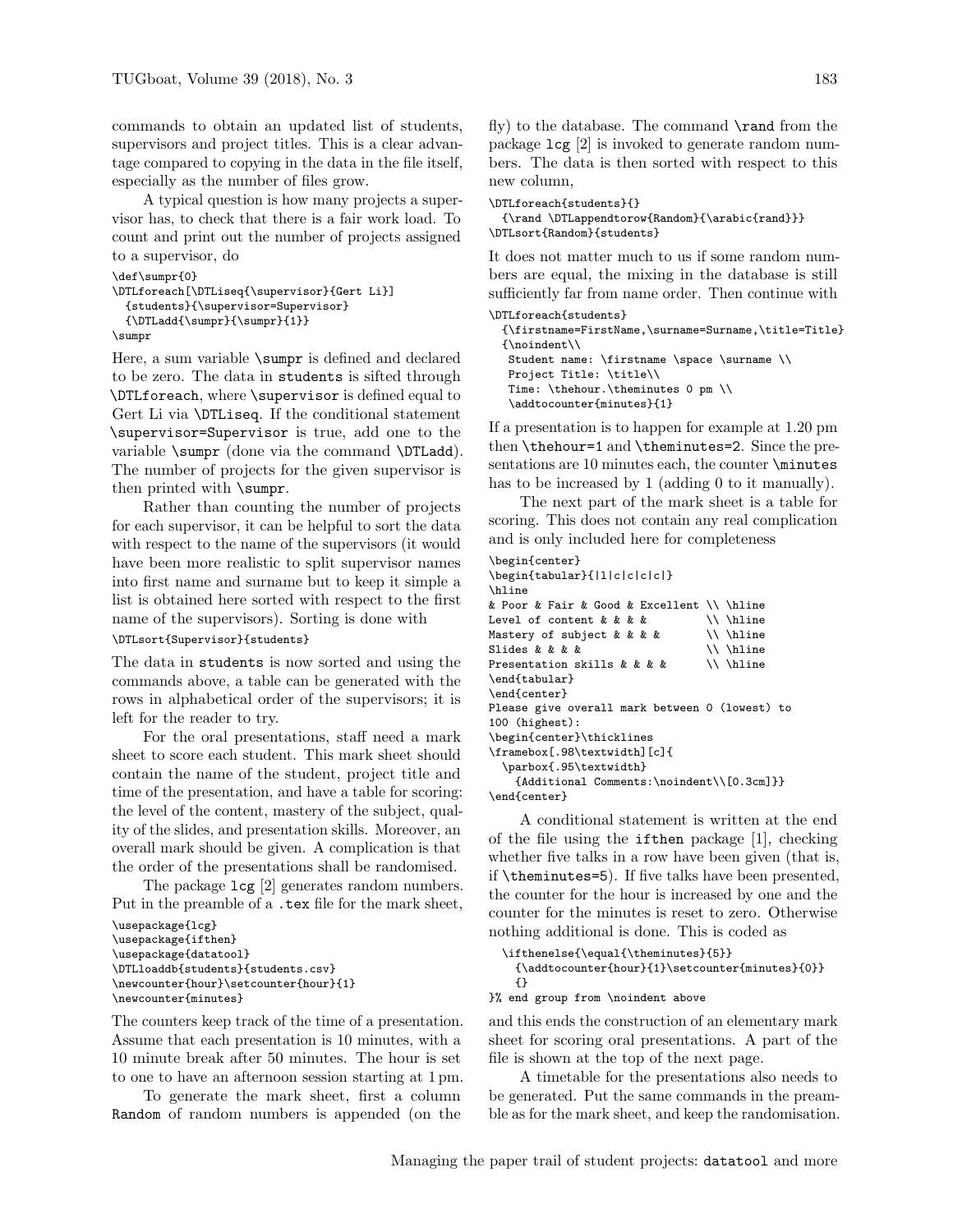commands to obtain an updated list of students, supervisors and project titles. This is a clear advantage compared to copying in the data in the file itself, especially as the number of files grow.

A typical question is how many projects a supervisor has, to check that there is a fair work load. To count and print out the number of projects assigned to a supervisor, do

```
\def\sumpr{0}
\DTLforeach[\DTLiseq{\supervisor}{Gert Li}]
  {students}{\supervisor=Supervisor}
  {\DTLadd{\sumpr}{\sumpr}{1}}
\sumpr
```

Here, a sum variable `\sumpr` is defined and declared to be zero. The data in `students` is sifted through `\DTLforeach`, where `\supervisor` is defined equal to Gert Li via `\DTLiseq`. If the conditional statement `\supervisor=Supervisor` is true, add one to the variable `\sumpr` (done via the command `\DTLadd`). The number of projects for the given supervisor is then printed with `\sumpr`.

Rather than counting the number of projects for each supervisor, it can be helpful to sort the data with respect to the name of the supervisors (it would have been more realistic to split supervisor names into first name and surname but to keep it simple a list is obtained here sorted with respect to the first name of the supervisors). Sorting is done with

```
\DTLsort{Supervisor}{students}
```

The data in `students` is now sorted and using the commands above, a table can be generated with the rows in alphabetical order of the supervisors; it is left for the reader to try.

For the oral presentations, staff need a mark sheet to score each student. This mark sheet should contain the name of the student, project title and time of the presentation, and have a table for scoring: the level of the content, mastery of the subject, quality of the slides, and presentation skills. Moreover, an overall mark should be given. A complication is that the order of the presentations shall be randomised.

The package `lcg` [2] generates random numbers. Put in the preamble of a `.tex` file for the mark sheet,

```
\usepackage{lcg}
\usepackage{ifthen}
\usepackage{datatool}
\DTLloaddb{students}{students.csv}
\newcounter{hour}\setcounter{hour}{1}
\newcounter{minutes}
```

The counters keep track of the time of a presentation. Assume that each presentation is 10 minutes, with a 10 minute break after 50 minutes. The hour is set to one to have an afternoon session starting at 1 pm.

To generate the mark sheet, first a column `Random` of random numbers is appended (on the fly) to the database. The command `\rand` from the package `lcg` [2] is invoked to generate random numbers. The data is then sorted with respect to this new column,

```
\DTLforeach{students}{}
  {\rand \DTLappendtorow{Random}{\arabic{rand}}}
\DTLsort{Random}{students}
```

It does not matter much to us if some random numbers are equal, the mixing in the database is still sufficiently far from name order. Then continue with

```
\DTLforeach{students}
  {\firstname=FirstName,\surname=Surname,\title=Title}
  {\noindent\\
   Student name: \firstname \space \surname \\
   Project Title: \title\\
   Time: \thehour.\theminutes 0 pm \\
   \addtocounter{minutes}{1}
```

If a presentation is to happen for example at 1.20 pm then `\thehour=1` and `\theminutes=2`. Since the presentations are 10 minutes each, the counter `\minutes` has to be increased by 1 (adding 0 to it manually).

The next part of the mark sheet is a table for scoring. This does not contain any real complication and is only included here for completeness

```
\begin{center}
\begin{tabular}{|l|c|c|c|c|}
\hline
& Poor & Fair & Good & Excellent \\ \hline
Level of content & & & &         \\ \hline
Mastery of subject & & & &       \\ \hline
Slides & & & &                   \\ \hline
Presentation skills & & & &      \\ \hline
\end{tabular}
\end{center}
Please give overall mark between 0 (lowest) to
100 (highest):
\begin{center}\thicklines
\framebox[.98\textwidth][c]{
  \parbox{.95\textwidth}
    {Additional Comments:\noindent\\[0.3cm]}}
\end{center}
```

A conditional statement is written at the end of the file using the `ifthen` package [1], checking whether five talks in a row have been given (that is, if `\theminutes=5`). If five talks have been presented, the counter for the hour is increased by one and the counter for the minutes is reset to zero. Otherwise nothing additional is done. This is coded as

```
  \ifthenelse{\equal{\theminutes}{5}}
    {\addtocounter{hour}{1}\setcounter{minutes}{0}}
    {}
}% end group from \noindent above
```

and this ends the construction of an elementary mark sheet for scoring oral presentations. A part of the file is shown at the top of the next page.

A timetable for the presentations also needs to be generated. Put the same commands in the preamble as for the mark sheet, and keep the randomisation.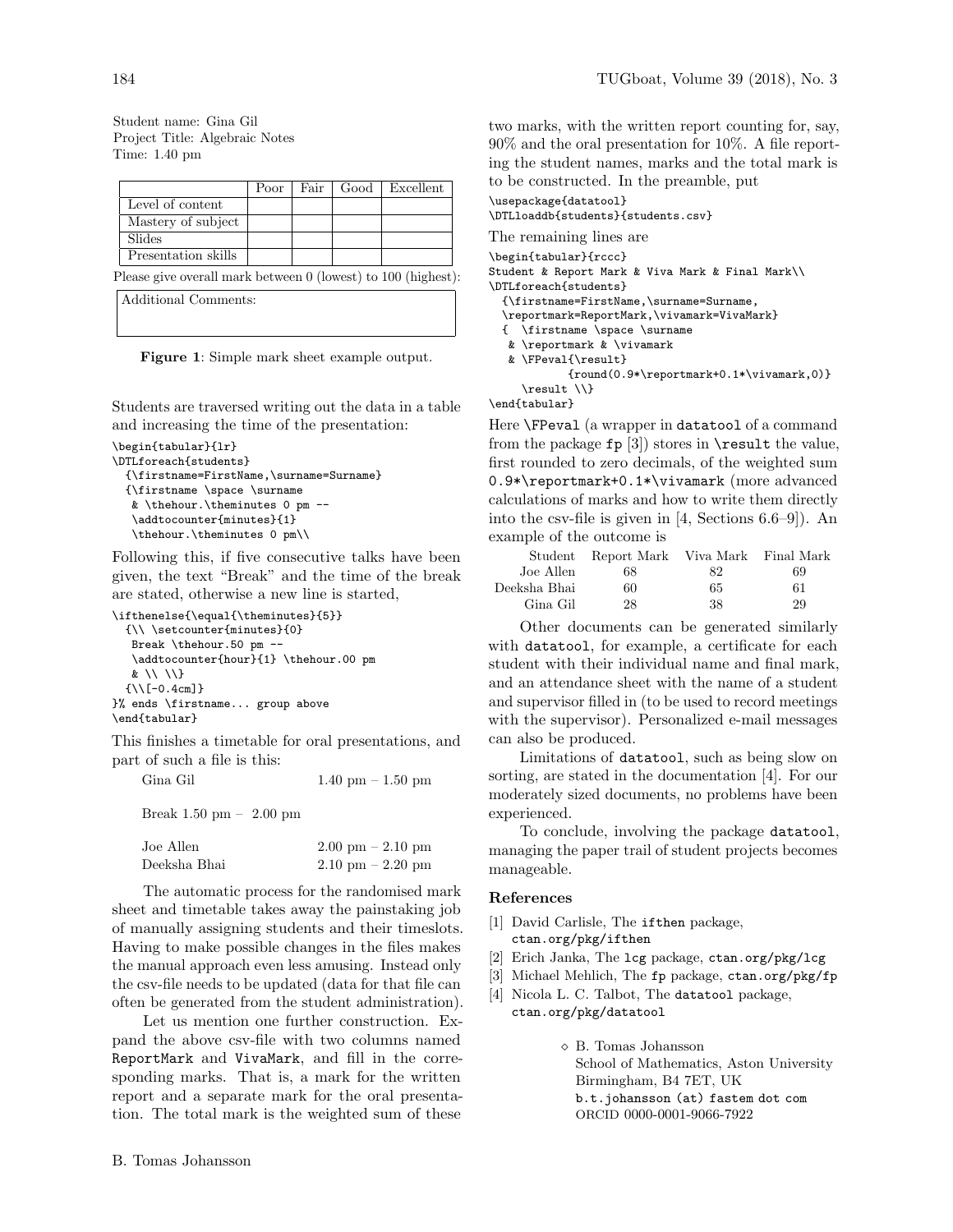Student name: Gina Gil
Project Title: Algebraic Notes
Time: 1.40 pm

| | Poor | Fair | Good | Excellent |
|---|---|---|---|---|
| Level of content | | | | |
| Mastery of subject | | | | |
| Slides | | | | |
| Presentation skills | | | | |

Please give overall mark between 0 (lowest) to 100 (highest):

| Additional Comments: |
|---|

**Figure 1**: Simple mark sheet example output.

Students are traversed writing out the data in a table and increasing the time of the presentation:

```
\begin{tabular}{lr}
\DTLforeach{students}
  {\firstname=FirstName,\surname=Surname}
  {\firstname \space \surname
   & \thehour.\theminutes 0 pm --
   \addtocounter{minutes}{1}
   \thehour.\theminutes 0 pm\\
```

Following this, if five consecutive talks have been given, the text "Break" and the time of the break are stated, otherwise a new line is started,

```
\ifthenelse{\equal{\theminutes}{5}}
  {\\ \setcounter{minutes}{0}
   Break \thehour.50 pm --
   \addtocounter{hour}{1} \thehour.00 pm
   & \\ \\}
  {\\[-0.4cm]}
}% ends \firstname... group above
\end{tabular}
```

This finishes a timetable for oral presentations, and part of such a file is this:

| | |
|---|---|
| Gina Gil | 1.40 pm – 1.50 pm |
| Break 1.50 pm – 2.00 pm | |
| Joe Allen | 2.00 pm – 2.10 pm |
| Deeksha Bhai | 2.10 pm – 2.20 pm |

The automatic process for the randomised mark sheet and timetable takes away the painstaking job of manually assigning students and their timeslots. Having to make possible changes in the files makes the manual approach even less amusing. Instead only the csv-file needs to be updated (data for that file can often be generated from the student administration).

Let us mention one further construction. Expand the above csv-file with two columns named `ReportMark` and `VivaMark`, and fill in the corresponding marks. That is, a mark for the written report and a separate mark for the oral presentation. The total mark is the weighted sum of these two marks, with the written report counting for, say, 90% and the oral presentation for 10%. A file reporting the student names, marks and the total mark is to be constructed. In the preamble, put

```
\usepackage{datatool}
\DTLloaddb{students}{students.csv}
```

The remaining lines are

```
\begin{tabular}{rccc}
Student & Report Mark & Viva Mark & Final Mark\\
\DTLforeach{students}
  {\firstname=FirstName,\surname=Surname,
  \reportmark=ReportMark,\vivamark=VivaMark}
  {  \firstname \space \surname
   & \reportmark & \vivamark
   & \FPeval{\result}
          {round(0.9*\reportmark+0.1*\vivamark,0)}
     \result \\}
\end{tabular}
```

Here `\FPeval` (a wrapper in `datatool` of a command from the package `fp` [3]) stores in `\result` the value, first rounded to zero decimals, of the weighted sum `0.9*\reportmark+0.1*\vivamark` (more advanced calculations of marks and how to write them directly into the csv-file is given in [4, Sections 6.6–9]). An example of the outcome is

| Student | Report Mark | Viva Mark | Final Mark |
|---|---|---|---|
| Joe Allen | 68 | 82 | 69 |
| Deeksha Bhai | 60 | 65 | 61 |
| Gina Gil | 28 | 38 | 29 |

Other documents can be generated similarly with `datatool`, for example, a certificate for each student with their individual name and final mark, and an attendance sheet with the name of a student and supervisor filled in (to be used to record meetings with the supervisor). Personalized e-mail messages can also be produced.

Limitations of `datatool`, such as being slow on sorting, are stated in the documentation [4]. For our moderately sized documents, no problems have been experienced.

To conclude, involving the package `datatool`, managing the paper trail of student projects becomes manageable.

## References

[1] David Carlisle, The `ifthen` package, `ctan.org/pkg/ifthen`

[2] Erich Janka, The `lcg` package, `ctan.org/pkg/lcg`

[3] Michael Mehlich, The `fp` package, `ctan.org/pkg/fp`

[4] Nicola L. C. Talbot, The `datatool` package, `ctan.org/pkg/datatool`

◇ B. Tomas Johansson
School of Mathematics, Aston University
Birmingham, B4 7ET, UK
`b.t.johansson (at) fastem dot com`
ORCID 0000-0001-9066-7922